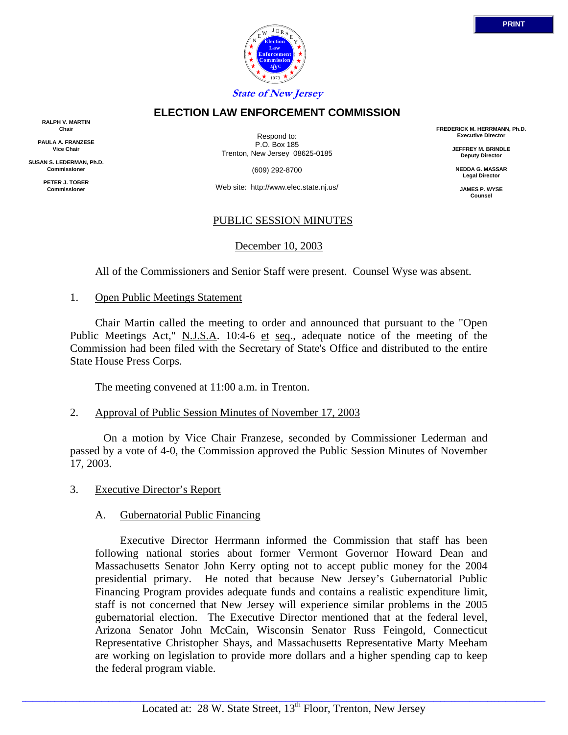PRINT

State of New Jersey

# ELECTION LAW ENFORCEMENT COMMISSION

**RALPH V. MARTIN**
**Chair**

**PAULA A. FRANZESE**
**Vice Chair**

**SUSAN S. LEDERMAN, Ph.D.**
**Commissioner**

**PETER J. TOBER**
**Commissioner**

Respond to:
P.O. Box 185
Trenton, New Jersey 08625-0185

(609) 292-8700

Web site: http://www.elec.state.nj.us/

**FREDERICK M. HERRMANN, Ph.D.**
**Executive Director**

**JEFFREY M. BRINDLE**
**Deputy Director**

**NEDDA G. MASSAR**
**Legal Director**

**JAMES P. WYSE**
**Counsel**

## PUBLIC SESSION MINUTES

December 10, 2003

All of the Commissioners and Senior Staff were present. Counsel Wyse was absent.

1. Open Public Meetings Statement

Chair Martin called the meeting to order and announced that pursuant to the "Open Public Meetings Act," N.J.S.A. 10:4-6 et seq., adequate notice of the meeting of the Commission had been filed with the Secretary of State's Office and distributed to the entire State House Press Corps.

The meeting convened at 11:00 a.m. in Trenton.

2. Approval of Public Session Minutes of November 17, 2003

On a motion by Vice Chair Franzese, seconded by Commissioner Lederman and passed by a vote of 4-0, the Commission approved the Public Session Minutes of November 17, 2003.

3. Executive Director's Report

A. Gubernatorial Public Financing

Executive Director Herrmann informed the Commission that staff has been following national stories about former Vermont Governor Howard Dean and Massachusetts Senator John Kerry opting not to accept public money for the 2004 presidential primary. He noted that because New Jersey's Gubernatorial Public Financing Program provides adequate funds and contains a realistic expenditure limit, staff is not concerned that New Jersey will experience similar problems in the 2005 gubernatorial election. The Executive Director mentioned that at the federal level, Arizona Senator John McCain, Wisconsin Senator Russ Feingold, Connecticut Representative Christopher Shays, and Massachusetts Representative Marty Meeham are working on legislation to provide more dollars and a higher spending cap to keep the federal program viable.

Located at: 28 W. State Street, 13th Floor, Trenton, New Jersey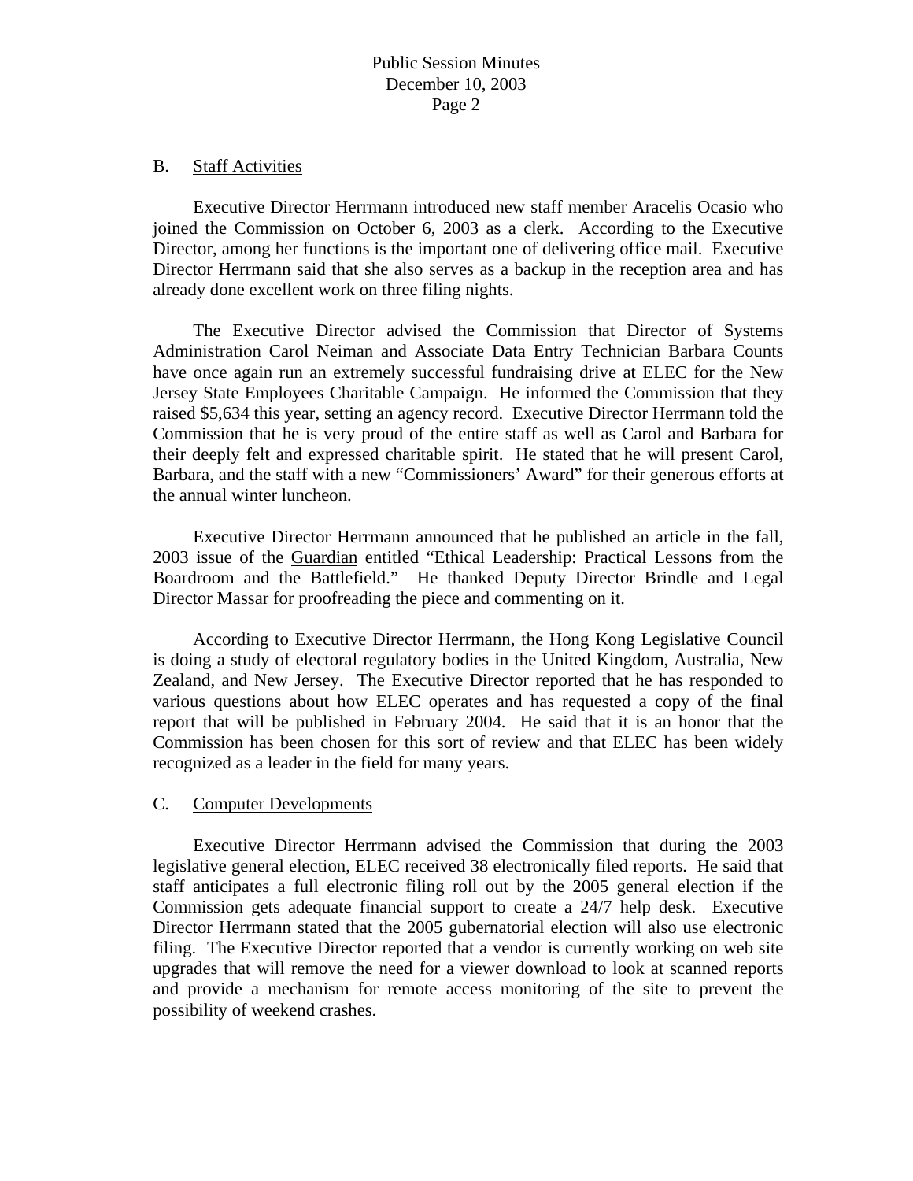B. Staff Activities

Executive Director Herrmann introduced new staff member Aracelis Ocasio who joined the Commission on October 6, 2003 as a clerk. According to the Executive Director, among her functions is the important one of delivering office mail. Executive Director Herrmann said that she also serves as a backup in the reception area and has already done excellent work on three filing nights.

The Executive Director advised the Commission that Director of Systems Administration Carol Neiman and Associate Data Entry Technician Barbara Counts have once again run an extremely successful fundraising drive at ELEC for the New Jersey State Employees Charitable Campaign. He informed the Commission that they raised $5,634 this year, setting an agency record. Executive Director Herrmann told the Commission that he is very proud of the entire staff as well as Carol and Barbara for their deeply felt and expressed charitable spirit. He stated that he will present Carol, Barbara, and the staff with a new "Commissioners' Award" for their generous efforts at the annual winter luncheon.

Executive Director Herrmann announced that he published an article in the fall, 2003 issue of the Guardian entitled "Ethical Leadership: Practical Lessons from the Boardroom and the Battlefield." He thanked Deputy Director Brindle and Legal Director Massar for proofreading the piece and commenting on it.

According to Executive Director Herrmann, the Hong Kong Legislative Council is doing a study of electoral regulatory bodies in the United Kingdom, Australia, New Zealand, and New Jersey. The Executive Director reported that he has responded to various questions about how ELEC operates and has requested a copy of the final report that will be published in February 2004. He said that it is an honor that the Commission has been chosen for this sort of review and that ELEC has been widely recognized as a leader in the field for many years.

C. Computer Developments

Executive Director Herrmann advised the Commission that during the 2003 legislative general election, ELEC received 38 electronically filed reports. He said that staff anticipates a full electronic filing roll out by the 2005 general election if the Commission gets adequate financial support to create a 24/7 help desk. Executive Director Herrmann stated that the 2005 gubernatorial election will also use electronic filing. The Executive Director reported that a vendor is currently working on web site upgrades that will remove the need for a viewer download to look at scanned reports and provide a mechanism for remote access monitoring of the site to prevent the possibility of weekend crashes.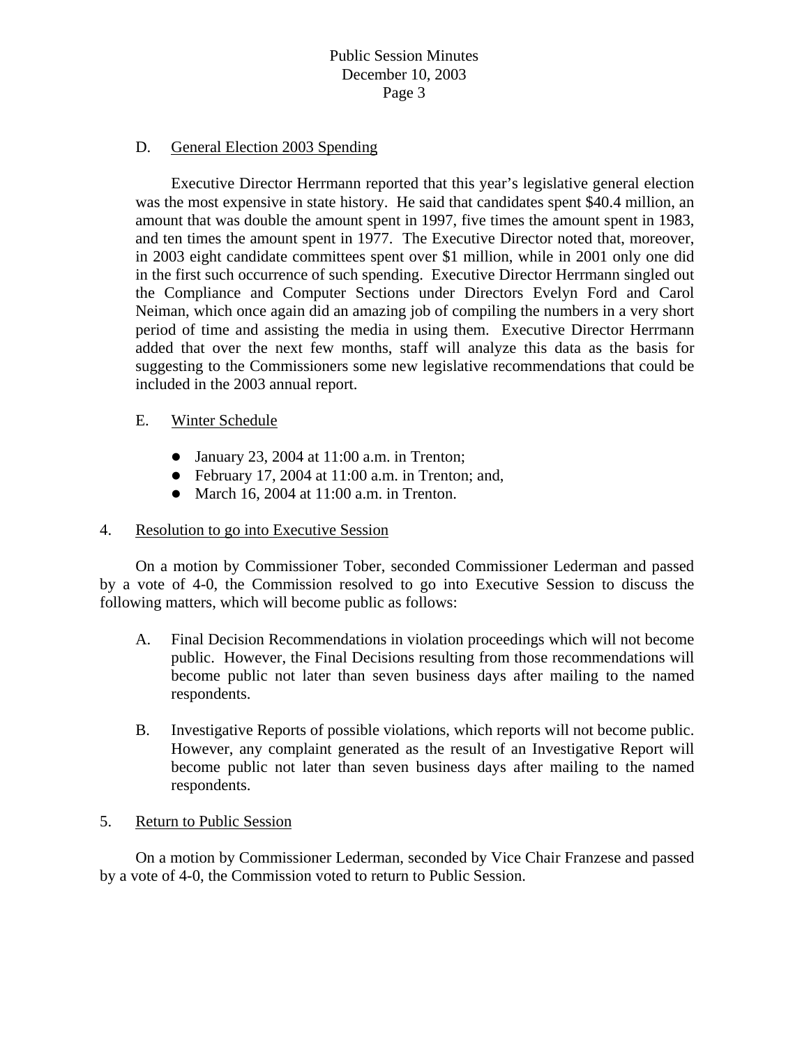D. <u>General Election 2003 Spending</u>

Executive Director Herrmann reported that this year's legislative general election was the most expensive in state history. He said that candidates spent $40.4 million, an amount that was double the amount spent in 1997, five times the amount spent in 1983, and ten times the amount spent in 1977. The Executive Director noted that, moreover, in 2003 eight candidate committees spent over $1 million, while in 2001 only one did in the first such occurrence of such spending. Executive Director Herrmann singled out the Compliance and Computer Sections under Directors Evelyn Ford and Carol Neiman, which once again did an amazing job of compiling the numbers in a very short period of time and assisting the media in using them. Executive Director Herrmann added that over the next few months, staff will analyze this data as the basis for suggesting to the Commissioners some new legislative recommendations that could be included in the 2003 annual report.

E. <u>Winter Schedule</u>

- January 23, 2004 at 11:00 a.m. in Trenton;
- February 17, 2004 at 11:00 a.m. in Trenton; and,
- March 16, 2004 at 11:00 a.m. in Trenton.

4. <u>Resolution to go into Executive Session</u>

On a motion by Commissioner Tober, seconded Commissioner Lederman and passed by a vote of 4-0, the Commission resolved to go into Executive Session to discuss the following matters, which will become public as follows:

A. Final Decision Recommendations in violation proceedings which will not become public. However, the Final Decisions resulting from those recommendations will become public not later than seven business days after mailing to the named respondents.

B. Investigative Reports of possible violations, which reports will not become public. However, any complaint generated as the result of an Investigative Report will become public not later than seven business days after mailing to the named respondents.

5. <u>Return to Public Session</u>

On a motion by Commissioner Lederman, seconded by Vice Chair Franzese and passed by a vote of 4-0, the Commission voted to return to Public Session.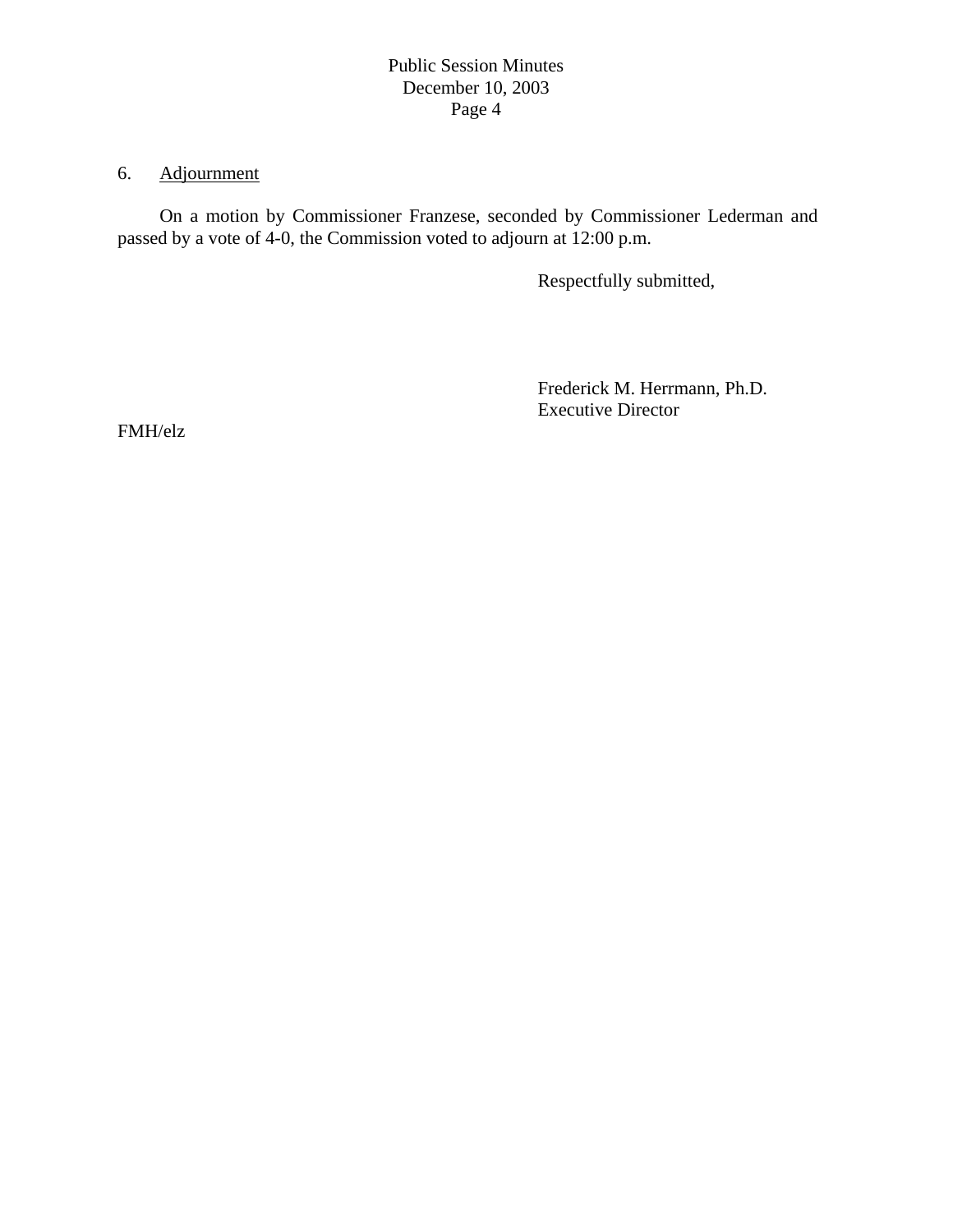6. Adjournment

On a motion by Commissioner Franzese, seconded by Commissioner Lederman and passed by a vote of 4-0, the Commission voted to adjourn at 12:00 p.m.

Respectfully submitted,

Frederick M. Herrmann, Ph.D.
Executive Director

FMH/elz